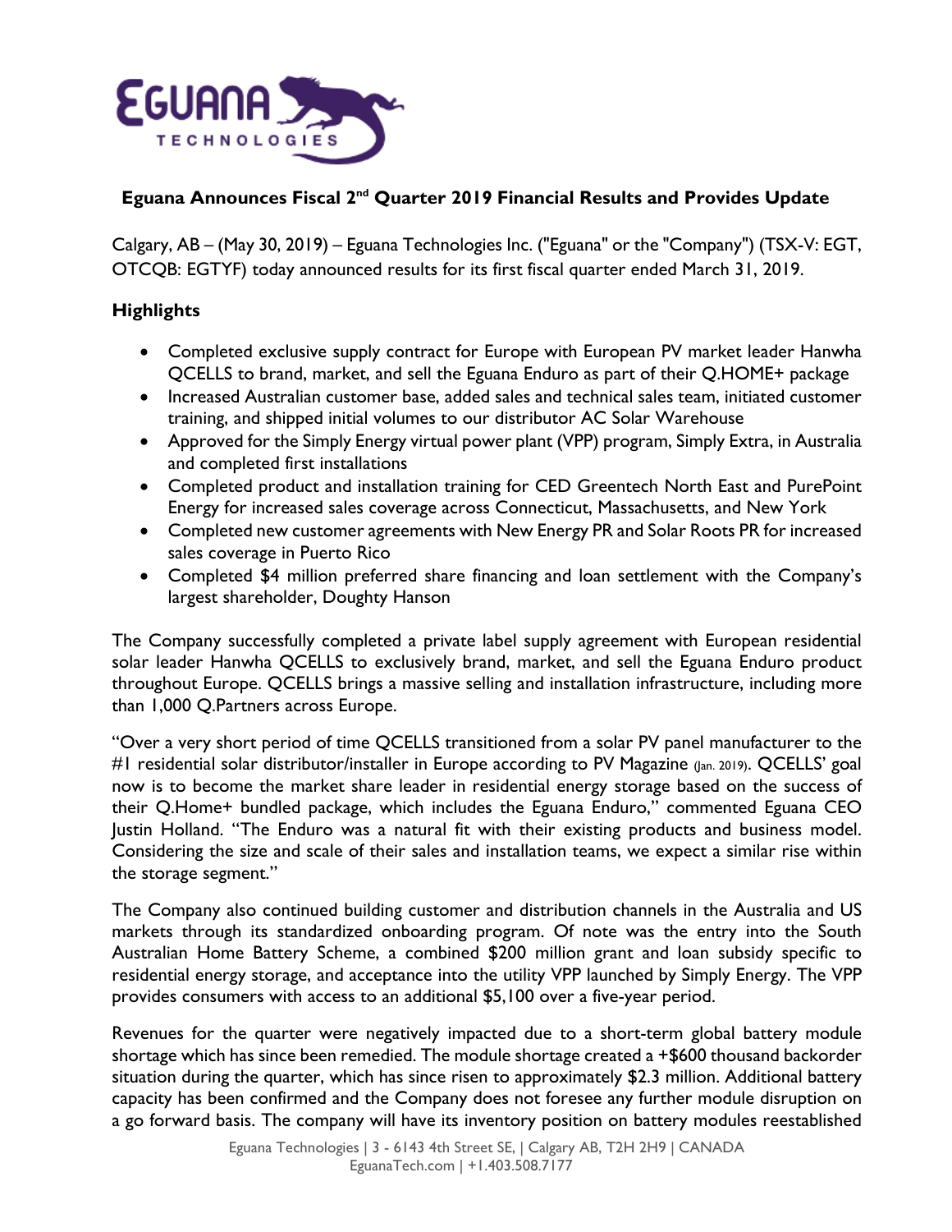# Eguana Announces Fiscal 2nd Quarter 2019 Financial Results and Provides Update

Calgary, AB – (May 30, 2019) – Eguana Technologies Inc. ("Eguana" or the "Company") (TSX-V: EGT, OTCQB: EGTYF) today announced results for its first fiscal quarter ended March 31, 2019.

## Highlights

- Completed exclusive supply contract for Europe with European PV market leader Hanwha QCELLS to brand, market, and sell the Eguana Enduro as part of their Q.HOME+ package
- Increased Australian customer base, added sales and technical sales team, initiated customer training, and shipped initial volumes to our distributor AC Solar Warehouse
- Approved for the Simply Energy virtual power plant (VPP) program, Simply Extra, in Australia and completed first installations
- Completed product and installation training for CED Greentech North East and PurePoint Energy for increased sales coverage across Connecticut, Massachusetts, and New York
- Completed new customer agreements with New Energy PR and Solar Roots PR for increased sales coverage in Puerto Rico
- Completed $4 million preferred share financing and loan settlement with the Company's largest shareholder, Doughty Hanson

The Company successfully completed a private label supply agreement with European residential solar leader Hanwha QCELLS to exclusively brand, market, and sell the Eguana Enduro product throughout Europe. QCELLS brings a massive selling and installation infrastructure, including more than 1,000 Q.Partners across Europe.

"Over a very short period of time QCELLS transitioned from a solar PV panel manufacturer to the #1 residential solar distributor/installer in Europe according to PV Magazine (Jan. 2019). QCELLS' goal now is to become the market share leader in residential energy storage based on the success of their Q.Home+ bundled package, which includes the Eguana Enduro," commented Eguana CEO Justin Holland. "The Enduro was a natural fit with their existing products and business model. Considering the size and scale of their sales and installation teams, we expect a similar rise within the storage segment."

The Company also continued building customer and distribution channels in the Australia and US markets through its standardized onboarding program. Of note was the entry into the South Australian Home Battery Scheme, a combined $200 million grant and loan subsidy specific to residential energy storage, and acceptance into the utility VPP launched by Simply Energy. The VPP provides consumers with access to an additional $5,100 over a five-year period.

Revenues for the quarter were negatively impacted due to a short-term global battery module shortage which has since been remedied. The module shortage created a +$600 thousand backorder situation during the quarter, which has since risen to approximately $2.3 million. Additional battery capacity has been confirmed and the Company does not foresee any further module disruption on a go forward basis. The company will have its inventory position on battery modules reestablished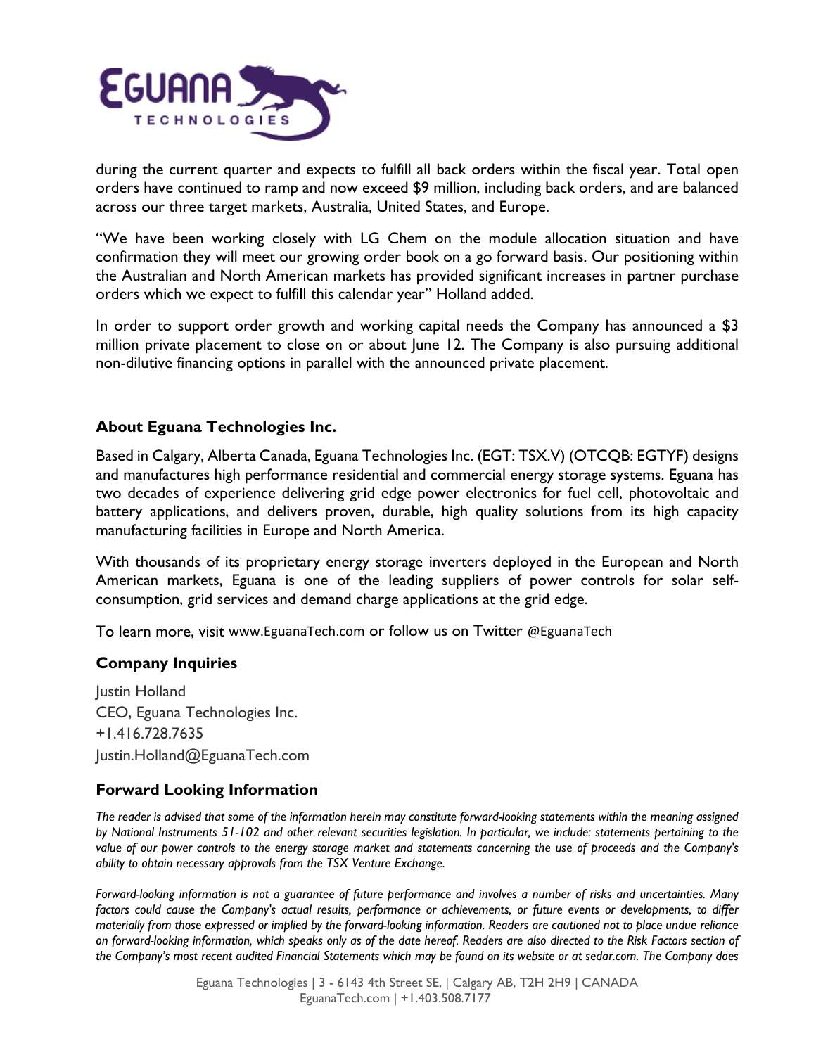during the current quarter and expects to fulfill all back orders within the fiscal year. Total open orders have continued to ramp and now exceed $9 million, including back orders, and are balanced across our three target markets, Australia, United States, and Europe.

"We have been working closely with LG Chem on the module allocation situation and have confirmation they will meet our growing order book on a go forward basis. Our positioning within the Australian and North American markets has provided significant increases in partner purchase orders which we expect to fulfill this calendar year" Holland added.

In order to support order growth and working capital needs the Company has announced a $3 million private placement to close on or about June 12. The Company is also pursuing additional non-dilutive financing options in parallel with the announced private placement.

## About Eguana Technologies Inc.

Based in Calgary, Alberta Canada, Eguana Technologies Inc. (EGT: TSX.V) (OTCQB: EGTYF) designs and manufactures high performance residential and commercial energy storage systems. Eguana has two decades of experience delivering grid edge power electronics for fuel cell, photovoltaic and battery applications, and delivers proven, durable, high quality solutions from its high capacity manufacturing facilities in Europe and North America.

With thousands of its proprietary energy storage inverters deployed in the European and North American markets, Eguana is one of the leading suppliers of power controls for solar self-consumption, grid services and demand charge applications at the grid edge.

To learn more, visit www.EguanaTech.com or follow us on Twitter @EguanaTech

## Company Inquiries

Justin Holland
CEO, Eguana Technologies Inc.
+1.416.728.7635
Justin.Holland@EguanaTech.com

## Forward Looking Information

*The reader is advised that some of the information herein may constitute forward-looking statements within the meaning assigned by National Instruments 51-102 and other relevant securities legislation. In particular, we include: statements pertaining to the value of our power controls to the energy storage market and statements concerning the use of proceeds and the Company's ability to obtain necessary approvals from the TSX Venture Exchange.*

*Forward-looking information is not a guarantee of future performance and involves a number of risks and uncertainties. Many factors could cause the Company's actual results, performance or achievements, or future events or developments, to differ materially from those expressed or implied by the forward-looking information. Readers are cautioned not to place undue reliance on forward-looking information, which speaks only as of the date hereof. Readers are also directed to the Risk Factors section of the Company's most recent audited Financial Statements which may be found on its website or at sedar.com. The Company does*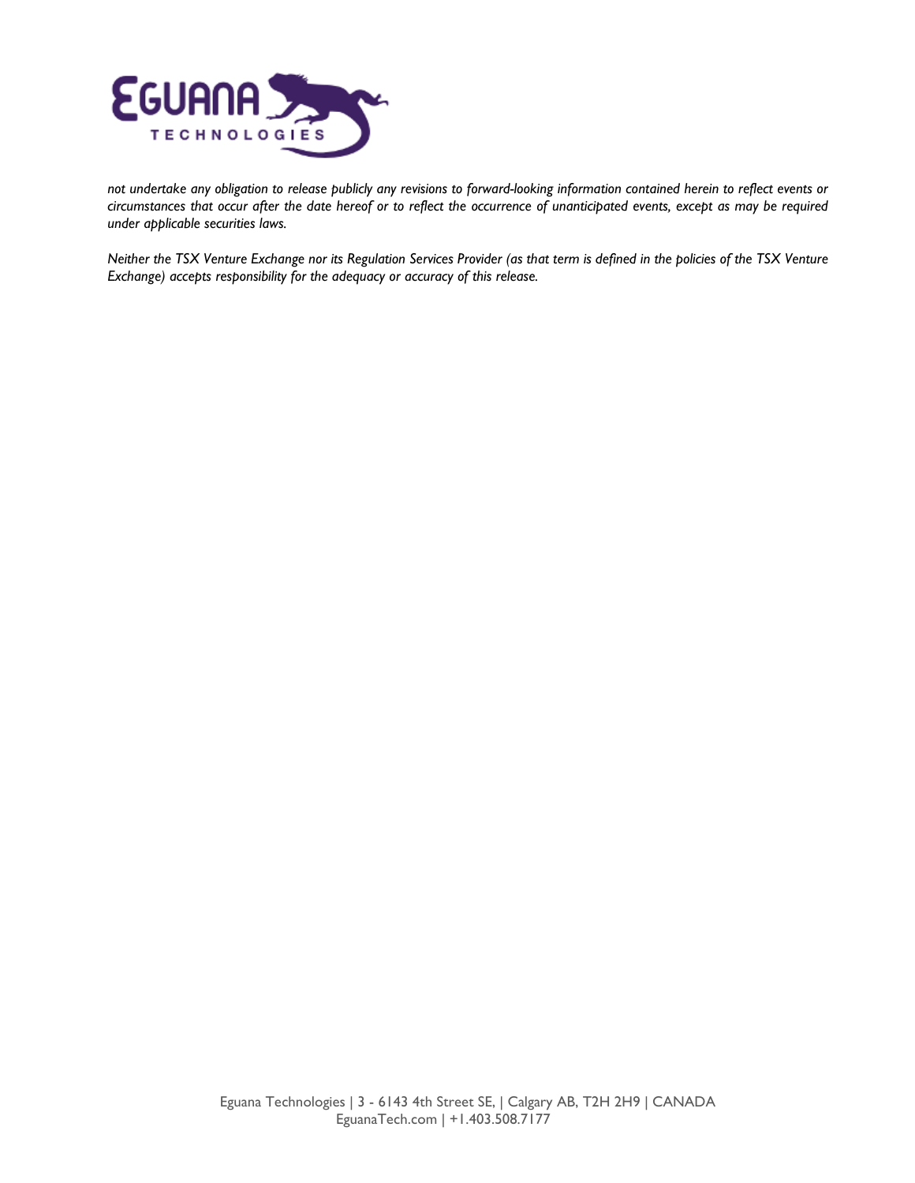*not undertake any obligation to release publicly any revisions to forward-looking information contained herein to reflect events or circumstances that occur after the date hereof or to reflect the occurrence of unanticipated events, except as may be required under applicable securities laws.*

*Neither the TSX Venture Exchange nor its Regulation Services Provider (as that term is defined in the policies of the TSX Venture Exchange) accepts responsibility for the adequacy or accuracy of this release.*